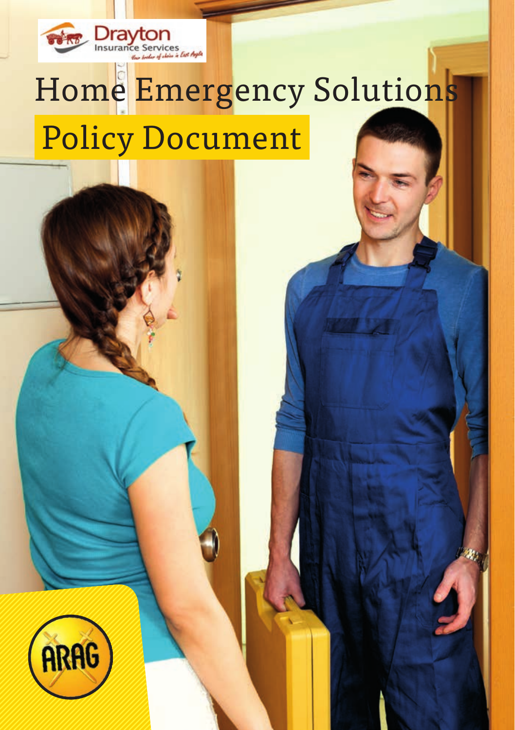# Home Emergency Solutions

## Policy Document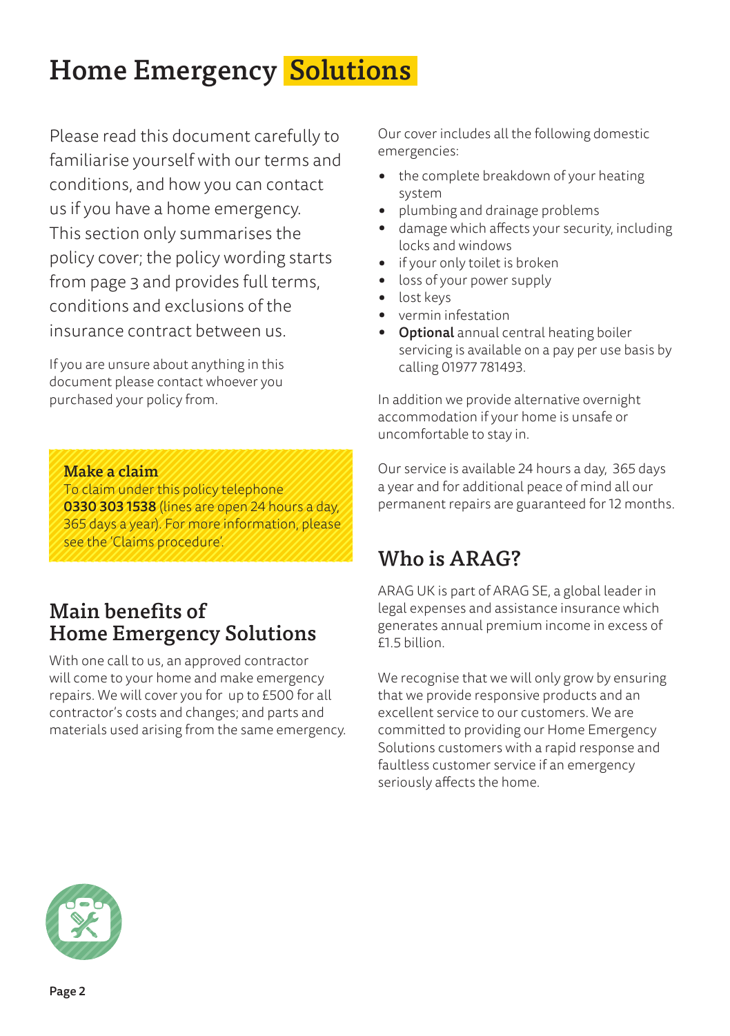# Home Emergency Solutions

Please read this document carefully to familiarise yourself with our terms and conditions, and how you can contact us if you have a home emergency. This section only summarises the policy cover; the policy wording starts from page 3 and provides full terms, conditions and exclusions of the insurance contract between us.

If you are unsure about anything in this document please contact whoever you purchased your policy from.

**Make a claim**
To claim under this policy telephone **0330 303 1538** (lines are open 24 hours a day, 365 days a year). For more information, please see the 'Claims procedure'.

## Main benefits of Home Emergency Solutions

With one call to us, an approved contractor will come to your home and make emergency repairs. We will cover you for up to £500 for all contractor's costs and changes; and parts and materials used arising from the same emergency.

Our cover includes all the following domestic emergencies:

- the complete breakdown of your heating system
- plumbing and drainage problems
- damage which affects your security, including locks and windows
- if your only toilet is broken
- loss of your power supply
- lost keys
- vermin infestation
- **Optional** annual central heating boiler servicing is available on a pay per use basis by calling 01977 781493.

In addition we provide alternative overnight accommodation if your home is unsafe or uncomfortable to stay in.

Our service is available 24 hours a day, 365 days a year and for additional peace of mind all our permanent repairs are guaranteed for 12 months.

## Who is ARAG?

ARAG UK is part of ARAG SE, a global leader in legal expenses and assistance insurance which generates annual premium income in excess of £1.5 billion.

We recognise that we will only grow by ensuring that we provide responsive products and an excellent service to our customers. We are committed to providing our Home Emergency Solutions customers with a rapid response and faultless customer service if an emergency seriously affects the home.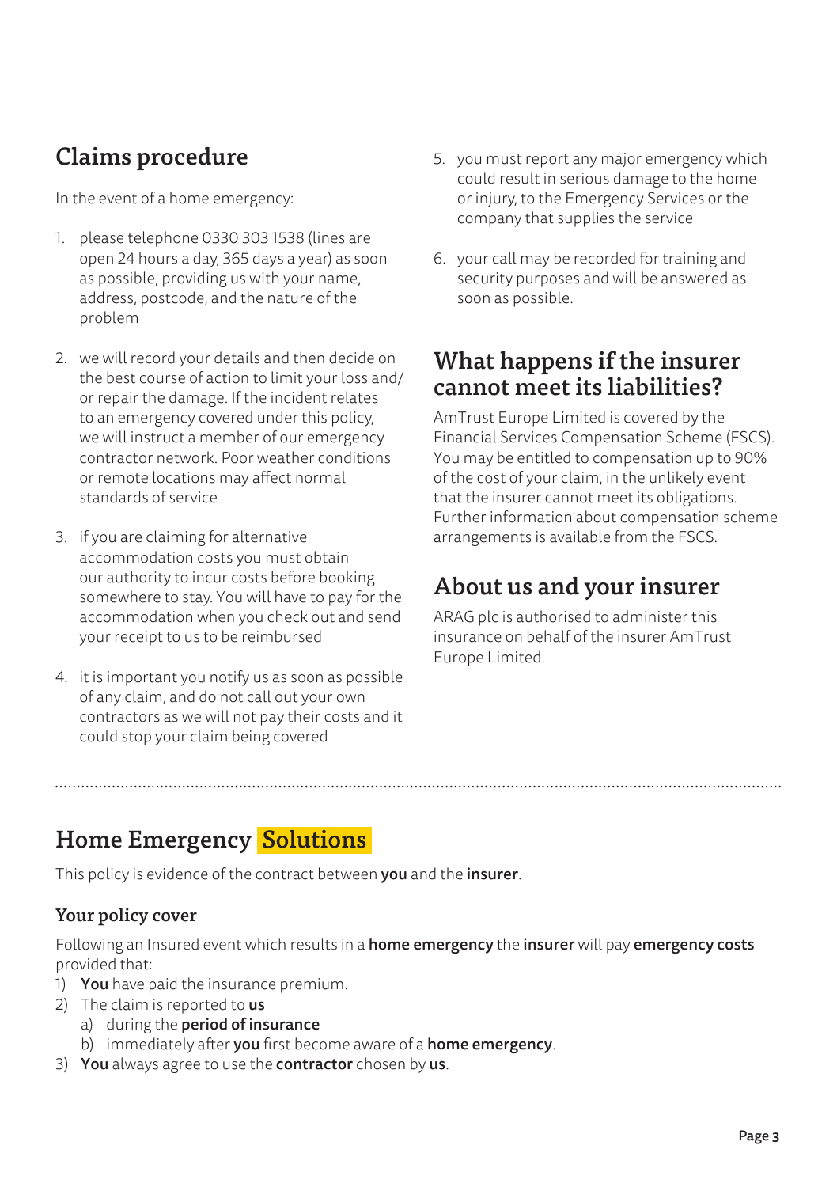## Claims procedure

In the event of a home emergency:

1. please telephone 0330 303 1538 (lines are open 24 hours a day, 365 days a year) as soon as possible, providing us with your name, address, postcode, and the nature of the problem

2. we will record your details and then decide on the best course of action to limit your loss and/ or repair the damage. If the incident relates to an emergency covered under this policy, we will instruct a member of our emergency contractor network. Poor weather conditions or remote locations may affect normal standards of service

3. if you are claiming for alternative accommodation costs you must obtain our authority to incur costs before booking somewhere to stay. You will have to pay for the accommodation when you check out and send your receipt to us to be reimbursed

4. it is important you notify us as soon as possible of any claim, and do not call out your own contractors as we will not pay their costs and it could stop your claim being covered

5. you must report any major emergency which could result in serious damage to the home or injury, to the Emergency Services or the company that supplies the service

6. your call may be recorded for training and security purposes and will be answered as soon as possible.

## What happens if the insurer cannot meet its liabilities?

AmTrust Europe Limited is covered by the Financial Services Compensation Scheme (FSCS). You may be entitled to compensation up to 90% of the cost of your claim, in the unlikely event that the insurer cannot meet its obligations. Further information about compensation scheme arrangements is available from the FSCS.

## About us and your insurer

ARAG plc is authorised to administer this insurance on behalf of the insurer AmTrust Europe Limited.

# Home Emergency Solutions

This policy is evidence of the contract between **you** and the **insurer**.

### Your policy cover

Following an Insured event which results in a **home emergency** the **insurer** will pay **emergency costs** provided that:

1) **You** have paid the insurance premium.
2) The claim is reported to **us**
   a) during the **period of insurance**
   b) immediately after **you** first become aware of a **home emergency**.
3) **You** always agree to use the **contractor** chosen by **us**.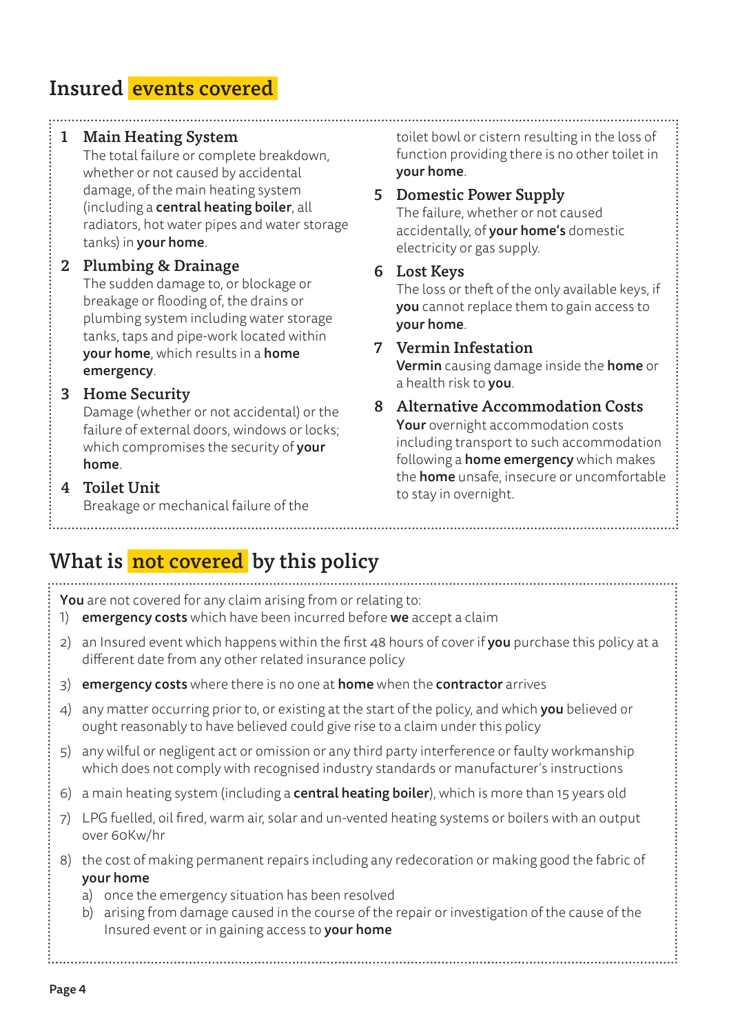## Insured events covered

### 1 Main Heating System

The total failure or complete breakdown, whether or not caused by accidental damage, of the main heating system (including a **central heating boiler**, all radiators, hot water pipes and water storage tanks) in **your home**.

### 2 Plumbing & Drainage

The sudden damage to, or blockage or breakage or flooding of, the drains or plumbing system including water storage tanks, taps and pipe-work located within **your home**, which results in a **home emergency**.

### 3 Home Security

Damage (whether or not accidental) or the failure of external doors, windows or locks; which compromises the security of **your home**.

### 4 Toilet Unit

Breakage or mechanical failure of the toilet bowl or cistern resulting in the loss of function providing there is no other toilet in **your home**.

### 5 Domestic Power Supply

The failure, whether or not caused accidentally, of **your home's** domestic electricity or gas supply.

### 6 Lost Keys

The loss or theft of the only available keys, if **you** cannot replace them to gain access to **your home**.

### 7 Vermin Infestation

**Vermin** causing damage inside the **home** or a health risk to **you**.

### 8 Alternative Accommodation Costs

**Your** overnight accommodation costs including transport to such accommodation following a **home emergency** which makes the **home** unsafe, insecure or uncomfortable to stay in overnight.

## What is not covered by this policy

**You** are not covered for any claim arising from or relating to:

1) **emergency costs** which have been incurred before **we** accept a claim
2) an Insured event which happens within the first 48 hours of cover if **you** purchase this policy at a different date from any other related insurance policy
3) **emergency costs** where there is no one at **home** when the **contractor** arrives
4) any matter occurring prior to, or existing at the start of the policy, and which **you** believed or ought reasonably to have believed could give rise to a claim under this policy
5) any wilful or negligent act or omission or any third party interference or faulty workmanship which does not comply with recognised industry standards or manufacturer's instructions
6) a main heating system (including a **central heating boiler**), which is more than 15 years old
7) LPG fuelled, oil fired, warm air, solar and un-vented heating systems or boilers with an output over 60Kw/hr
8) the cost of making permanent repairs including any redecoration or making good the fabric of **your home**
   a) once the emergency situation has been resolved
   b) arising from damage caused in the course of the repair or investigation of the cause of the Insured event or in gaining access to **your home**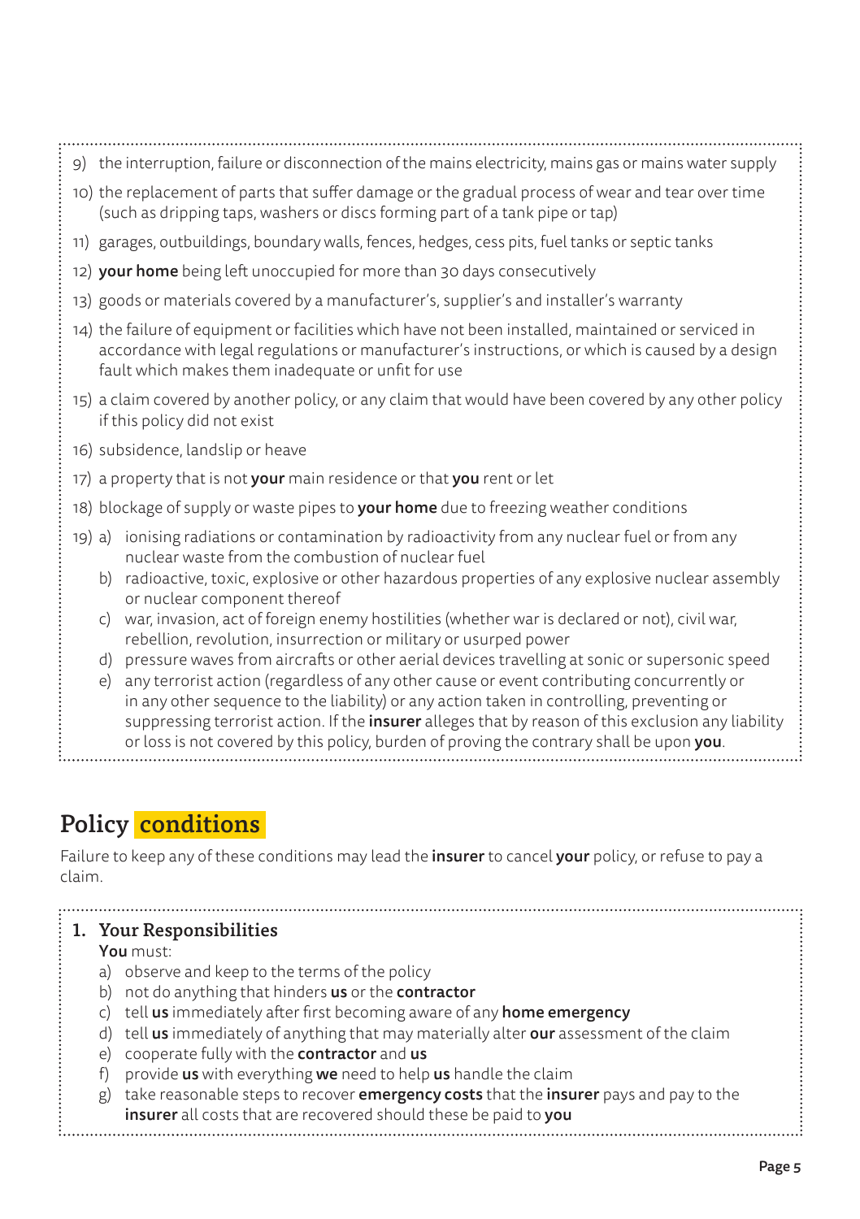9) the interruption, failure or disconnection of the mains electricity, mains gas or mains water supply
10) the replacement of parts that suffer damage or the gradual process of wear and tear over time (such as dripping taps, washers or discs forming part of a tank pipe or tap)
11) garages, outbuildings, boundary walls, fences, hedges, cess pits, fuel tanks or septic tanks
12) **your home** being left unoccupied for more than 30 days consecutively
13) goods or materials covered by a manufacturer's, supplier's and installer's warranty
14) the failure of equipment or facilities which have not been installed, maintained or serviced in accordance with legal regulations or manufacturer's instructions, or which is caused by a design fault which makes them inadequate or unfit for use
15) a claim covered by another policy, or any claim that would have been covered by any other policy if this policy did not exist
16) subsidence, landslip or heave
17) a property that is not **your** main residence or that **you** rent or let
18) blockage of supply or waste pipes to **your home** due to freezing weather conditions
19) a) ionising radiations or contamination by radioactivity from any nuclear fuel or from any nuclear waste from the combustion of nuclear fuel
    b) radioactive, toxic, explosive or other hazardous properties of any explosive nuclear assembly or nuclear component thereof
    c) war, invasion, act of foreign enemy hostilities (whether war is declared or not), civil war, rebellion, revolution, insurrection or military or usurped power
    d) pressure waves from aircrafts or other aerial devices travelling at sonic or supersonic speed
    e) any terrorist action (regardless of any other cause or event contributing concurrently or in any other sequence to the liability) or any action taken in controlling, preventing or suppressing terrorist action. If the **insurer** alleges that by reason of this exclusion any liability or loss is not covered by this policy, burden of proving the contrary shall be upon **you**.

## Policy conditions

Failure to keep any of these conditions may lead the **insurer** to cancel **your** policy, or refuse to pay a claim.

### 1. Your Responsibilities

**You** must:

a) observe and keep to the terms of the policy
b) not do anything that hinders **us** or the **contractor**
c) tell **us** immediately after first becoming aware of any **home emergency**
d) tell **us** immediately of anything that may materially alter **our** assessment of the claim
e) cooperate fully with the **contractor** and **us**
f) provide **us** with everything **we** need to help **us** handle the claim
g) take reasonable steps to recover **emergency costs** that the **insurer** pays and pay to the **insurer** all costs that are recovered should these be paid to **you**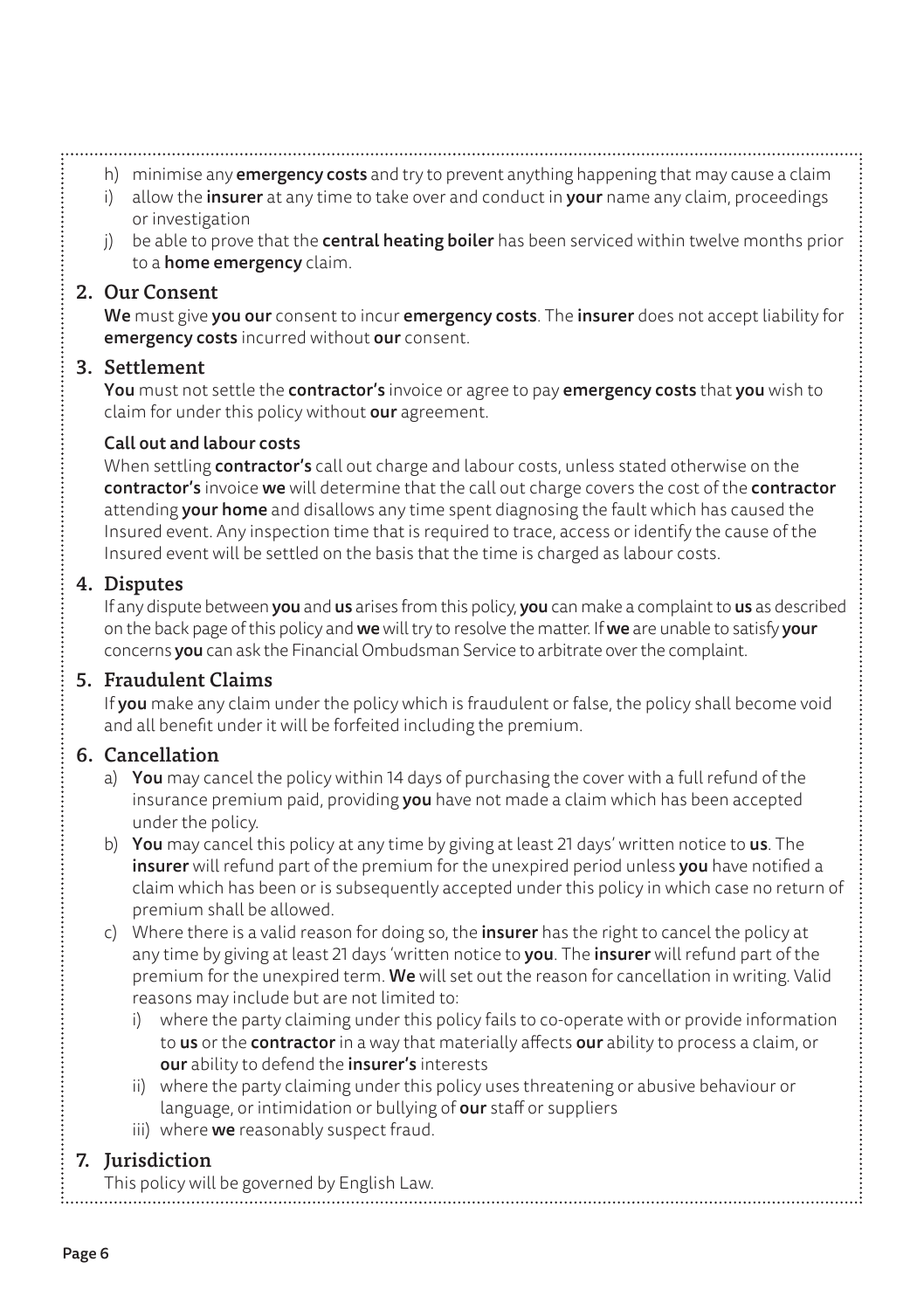h) minimise any **emergency costs** and try to prevent anything happening that may cause a claim
i) allow the **insurer** at any time to take over and conduct in **your** name any claim, proceedings or investigation
j) be able to prove that the **central heating boiler** has been serviced within twelve months prior to a **home emergency** claim.

## 2. Our Consent

**We** must give **you our** consent to incur **emergency costs**. The **insurer** does not accept liability for **emergency costs** incurred without **our** consent.

## 3. Settlement

**You** must not settle the **contractor's** invoice or agree to pay **emergency costs** that **you** wish to claim for under this policy without **our** agreement.

### Call out and labour costs

When settling **contractor's** call out charge and labour costs, unless stated otherwise on the **contractor's** invoice **we** will determine that the call out charge covers the cost of the **contractor** attending **your home** and disallows any time spent diagnosing the fault which has caused the Insured event. Any inspection time that is required to trace, access or identify the cause of the Insured event will be settled on the basis that the time is charged as labour costs.

## 4. Disputes

If any dispute between **you** and **us** arises from this policy, **you** can make a complaint to **us** as described on the back page of this policy and **we** will try to resolve the matter. If **we** are unable to satisfy **your** concerns **you** can ask the Financial Ombudsman Service to arbitrate over the complaint.

## 5. Fraudulent Claims

If **you** make any claim under the policy which is fraudulent or false, the policy shall become void and all benefit under it will be forfeited including the premium.

## 6. Cancellation

a) **You** may cancel the policy within 14 days of purchasing the cover with a full refund of the insurance premium paid, providing **you** have not made a claim which has been accepted under the policy.
b) **You** may cancel this policy at any time by giving at least 21 days' written notice to **us**. The **insurer** will refund part of the premium for the unexpired period unless **you** have notified a claim which has been or is subsequently accepted under this policy in which case no return of premium shall be allowed.
c) Where there is a valid reason for doing so, the **insurer** has the right to cancel the policy at any time by giving at least 21 days 'written notice to **you**. The **insurer** will refund part of the premium for the unexpired term. **We** will set out the reason for cancellation in writing. Valid reasons may include but are not limited to:
   i) where the party claiming under this policy fails to co-operate with or provide information to **us** or the **contractor** in a way that materially affects **our** ability to process a claim, or **our** ability to defend the **insurer's** interests
   ii) where the party claiming under this policy uses threatening or abusive behaviour or language, or intimidation or bullying of **our** staff or suppliers
   iii) where **we** reasonably suspect fraud.

## 7. Jurisdiction

This policy will be governed by English Law.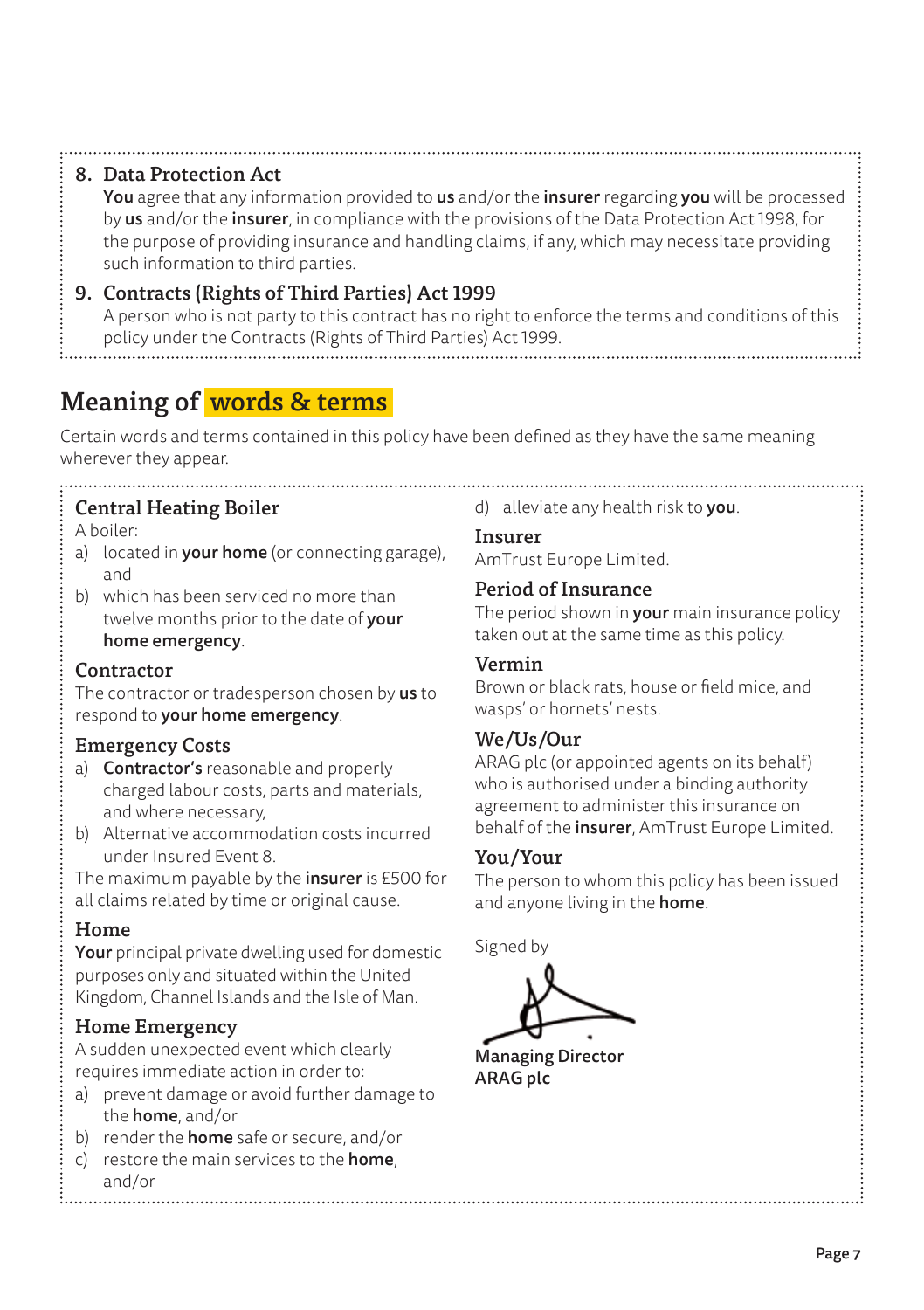**8. Data Protection Act**

**You** agree that any information provided to **us** and/or the **insurer** regarding **you** will be processed by **us** and/or the **insurer**, in compliance with the provisions of the Data Protection Act 1998, for the purpose of providing insurance and handling claims, if any, which may necessitate providing such information to third parties.

**9. Contracts (Rights of Third Parties) Act 1999**

A person who is not party to this contract has no right to enforce the terms and conditions of this policy under the Contracts (Rights of Third Parties) Act 1999.

# Meaning of words & terms

Certain words and terms contained in this policy have been defined as they have the same meaning wherever they appear.

### Central Heating Boiler

A boiler:

a) located in **your home** (or connecting garage), and
b) which has been serviced no more than twelve months prior to the date of **your home emergency**.

### Contractor

The contractor or tradesperson chosen by **us** to respond to **your home emergency**.

### Emergency Costs

a) **Contractor's** reasonable and properly charged labour costs, parts and materials, and where necessary,
b) Alternative accommodation costs incurred under Insured Event 8.

The maximum payable by the **insurer** is £500 for all claims related by time or original cause.

### Home

**Your** principal private dwelling used for domestic purposes only and situated within the United Kingdom, Channel Islands and the Isle of Man.

### Home Emergency

A sudden unexpected event which clearly requires immediate action in order to:

a) prevent damage or avoid further damage to the **home**, and/or
b) render the **home** safe or secure, and/or
c) restore the main services to the **home**, and/or
d) alleviate any health risk to **you**.

### Insurer

AmTrust Europe Limited.

### Period of Insurance

The period shown in **your** main insurance policy taken out at the same time as this policy.

### Vermin

Brown or black rats, house or field mice, and wasps' or hornets' nests.

### We/Us/Our

ARAG plc (or appointed agents on its behalf) who is authorised under a binding authority agreement to administer this insurance on behalf of the **insurer**, AmTrust Europe Limited.

### You/Your

The person to whom this policy has been issued and anyone living in the **home**.

Signed by

**Managing Director**
**ARAG plc**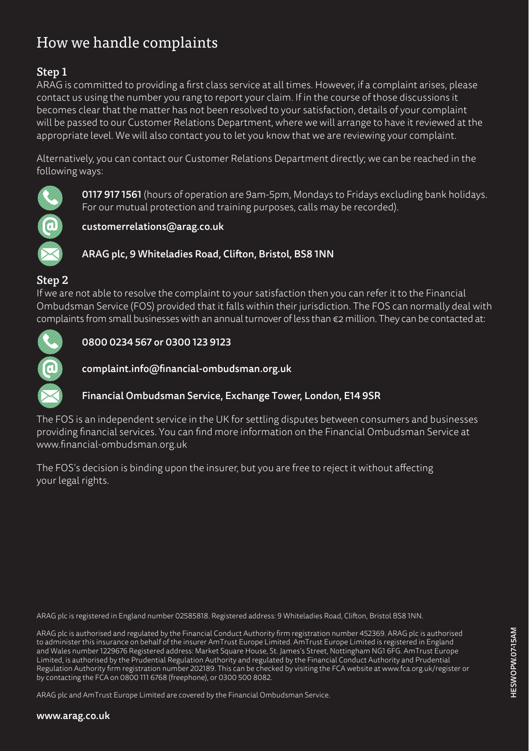# How we handle complaints

## Step 1

ARAG is committed to providing a first class service at all times. However, if a complaint arises, please contact us using the number you rang to report your claim. If in the course of those discussions it becomes clear that the matter has not been resolved to your satisfaction, details of your complaint will be passed to our Customer Relations Department, where we will arrange to have it reviewed at the appropriate level. We will also contact you to let you know that we are reviewing your complaint.

Alternatively, you can contact our Customer Relations Department directly; we can be reached in the following ways:

**0117 917 1561** (hours of operation are 9am-5pm, Mondays to Fridays excluding bank holidays. For our mutual protection and training purposes, calls may be recorded).

**customerrelations@arag.co.uk**

**ARAG plc, 9 Whiteladies Road, Clifton, Bristol, BS8 1NN**

## Step 2

If we are not able to resolve the complaint to your satisfaction then you can refer it to the Financial Ombudsman Service (FOS) provided that it falls within their jurisdiction. The FOS can normally deal with complaints from small businesses with an annual turnover of less than €2 million. They can be contacted at:

**0800 0234 567 or 0300 123 9123**

**complaint.info@financial-ombudsman.org.uk**

**Financial Ombudsman Service, Exchange Tower, London, E14 9SR**

The FOS is an independent service in the UK for settling disputes between consumers and businesses providing financial services. You can find more information on the Financial Ombudsman Service at www.financial-ombudsman.org.uk

The FOS's decision is binding upon the insurer, but you are free to reject it without affecting your legal rights.

ARAG plc is registered in England number 02585818. Registered address: 9 Whiteladies Road, Clifton, Bristol BS8 1NN.

ARAG plc is authorised and regulated by the Financial Conduct Authority firm registration number 452369. ARAG plc is authorised to administer this insurance on behalf of the insurer AmTrust Europe Limited. AmTrust Europe Limited is registered in England and Wales number 1229676 Registered address: Market Square House, St. James's Street, Nottingham NG1 6FG. AmTrust Europe Limited, is authorised by the Prudential Regulation Authority and regulated by the Financial Conduct Authority and Prudential Regulation Authority firm registration number 202189. This can be checked by visiting the FCA website at www.fca.org.uk/register or by contacting the FCA on 0800 111 6768 (freephone), or 0300 500 8082.

ARAG plc and AmTrust Europe Limited are covered by the Financial Ombudsman Service.

**www.arag.co.uk**

HESWOPW.07-15AM